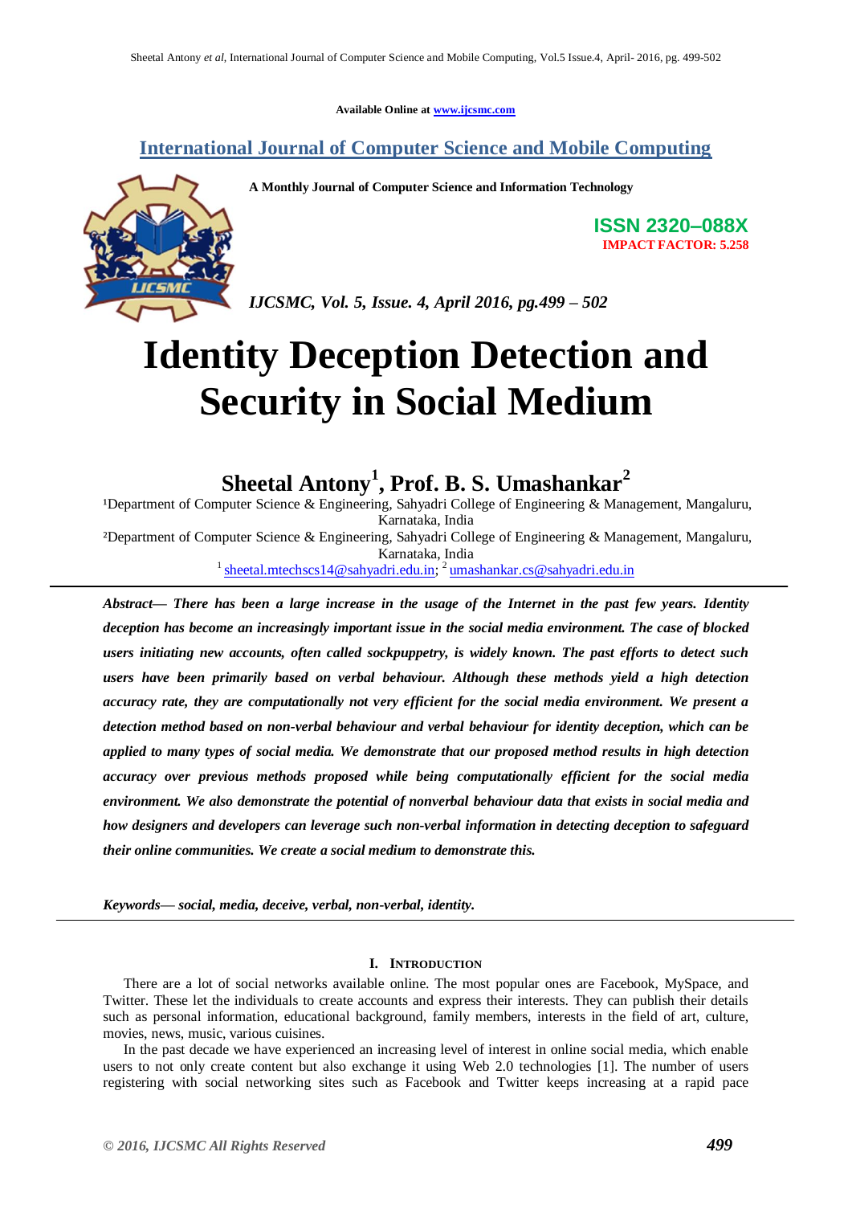Available Online at www.ijcsmc.com

## International Journal of Computer Science and Mobile Computing

**A Monthly Journal of Computer Science and Information Technology**

**ISSN 2320–088X**
**IMPACT FACTOR: 5.258**

*IJCSMC, Vol. 5, Issue. 4, April 2016, pg.499 – 502*

# Identity Deception Detection and Security in Social Medium

**Sheetal Antony[1], Prof. B. S. Umashankar[2]**

[1]Department of Computer Science & Engineering, Sahyadri College of Engineering & Management, Mangaluru, Karnataka, India

[2]Department of Computer Science & Engineering, Sahyadri College of Engineering & Management, Mangaluru, Karnataka, India

[1] sheetal.mtechscs14@sahyadri.edu.in; [2] umashankar.cs@sahyadri.edu.in

***Abstract— There has been a large increase in the usage of the Internet in the past few years. Identity deception has become an increasingly important issue in the social media environment. The case of blocked users initiating new accounts, often called sockpuppetry, is widely known. The past efforts to detect such users have been primarily based on verbal behaviour. Although these methods yield a high detection accuracy rate, they are computationally not very efficient for the social media environment. We present a detection method based on non-verbal behaviour and verbal behaviour for identity deception, which can be applied to many types of social media. We demonstrate that our proposed method results in high detection accuracy over previous methods proposed while being computationally efficient for the social media environment. We also demonstrate the potential of nonverbal behaviour data that exists in social media and how designers and developers can leverage such non-verbal information in detecting deception to safeguard their online communities. We create a social medium to demonstrate this.***

***Keywords— social, media, deceive, verbal, non-verbal, identity.***

## I. Introduction

There are a lot of social networks available online. The most popular ones are Facebook, MySpace, and Twitter. These let the individuals to create accounts and express their interests. They can publish their details such as personal information, educational background, family members, interests in the field of art, culture, movies, news, music, various cuisines.

In the past decade we have experienced an increasing level of interest in online social media, which enable users to not only create content but also exchange it using Web 2.0 technologies [1]. The number of users registering with social networking sites such as Facebook and Twitter keeps increasing at a rapid pace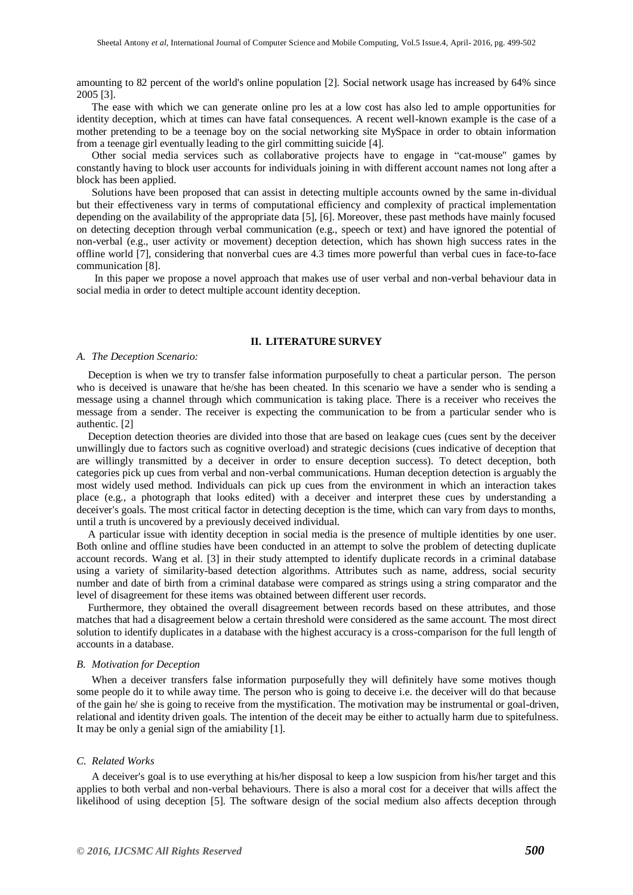amounting to 82 percent of the world's online population [2]. Social network usage has increased by 64% since 2005 [3].

The ease with which we can generate online pro les at a low cost has also led to ample opportunities for identity deception, which at times can have fatal consequences. A recent well-known example is the case of a mother pretending to be a teenage boy on the social networking site MySpace in order to obtain information from a teenage girl eventually leading to the girl committing suicide [4].

Other social media services such as collaborative projects have to engage in "cat-mouse" games by constantly having to block user accounts for individuals joining in with different account names not long after a block has been applied.

Solutions have been proposed that can assist in detecting multiple accounts owned by the same in-dividual but their effectiveness vary in terms of computational efficiency and complexity of practical implementation depending on the availability of the appropriate data [5], [6]. Moreover, these past methods have mainly focused on detecting deception through verbal communication (e.g., speech or text) and have ignored the potential of non-verbal (e.g., user activity or movement) deception detection, which has shown high success rates in the offline world [7], considering that nonverbal cues are 4.3 times more powerful than verbal cues in face-to-face communication [8].

In this paper we propose a novel approach that makes use of user verbal and non-verbal behaviour data in social media in order to detect multiple account identity deception.

## II. LITERATURE SURVEY

### *A. The Deception Scenario:*

Deception is when we try to transfer false information purposefully to cheat a particular person. The person who is deceived is unaware that he/she has been cheated. In this scenario we have a sender who is sending a message using a channel through which communication is taking place. There is a receiver who receives the message from a sender. The receiver is expecting the communication to be from a particular sender who is authentic. [2]

Deception detection theories are divided into those that are based on leakage cues (cues sent by the deceiver unwillingly due to factors such as cognitive overload) and strategic decisions (cues indicative of deception that are willingly transmitted by a deceiver in order to ensure deception success). To detect deception, both categories pick up cues from verbal and non-verbal communications. Human deception detection is arguably the most widely used method. Individuals can pick up cues from the environment in which an interaction takes place (e.g., a photograph that looks edited) with a deceiver and interpret these cues by understanding a deceiver's goals. The most critical factor in detecting deception is the time, which can vary from days to months, until a truth is uncovered by a previously deceived individual.

A particular issue with identity deception in social media is the presence of multiple identities by one user. Both online and offline studies have been conducted in an attempt to solve the problem of detecting duplicate account records. Wang et al. [3] in their study attempted to identify duplicate records in a criminal database using a variety of similarity-based detection algorithms. Attributes such as name, address, social security number and date of birth from a criminal database were compared as strings using a string comparator and the level of disagreement for these items was obtained between different user records.

Furthermore, they obtained the overall disagreement between records based on these attributes, and those matches that had a disagreement below a certain threshold were considered as the same account. The most direct solution to identify duplicates in a database with the highest accuracy is a cross-comparison for the full length of accounts in a database.

### *B. Motivation for Deception*

When a deceiver transfers false information purposefully they will definitely have some motives though some people do it to while away time. The person who is going to deceive i.e. the deceiver will do that because of the gain he/ she is going to receive from the mystification. The motivation may be instrumental or goal-driven, relational and identity driven goals. The intention of the deceit may be either to actually harm due to spitefulness. It may be only a genial sign of the amiability [1].

### *C. Related Works*

A deceiver's goal is to use everything at his/her disposal to keep a low suspicion from his/her target and this applies to both verbal and non-verbal behaviours. There is also a moral cost for a deceiver that wills affect the likelihood of using deception [5]. The software design of the social medium also affects deception through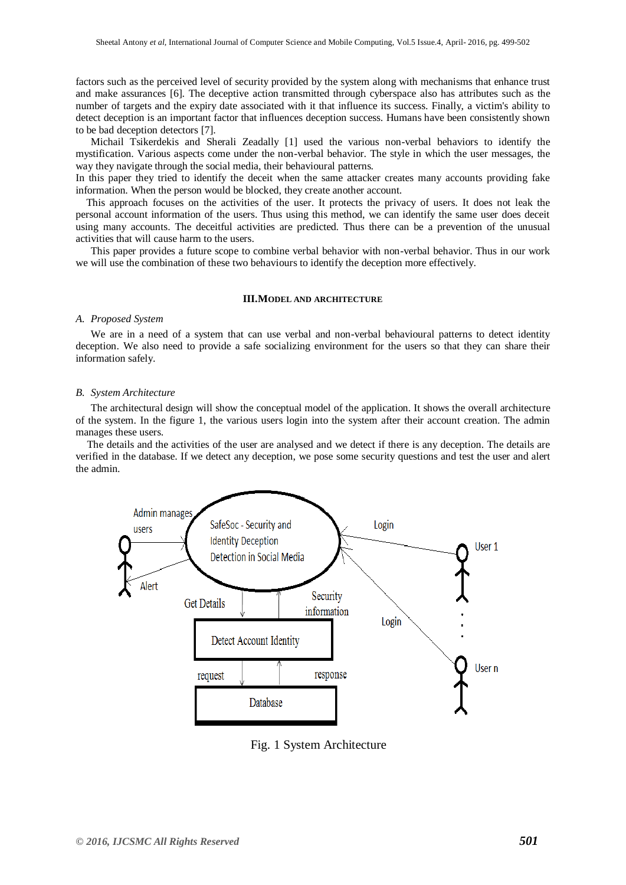factors such as the perceived level of security provided by the system along with mechanisms that enhance trust and make assurances [6]. The deceptive action transmitted through cyberspace also has attributes such as the number of targets and the expiry date associated with it that influence its success. Finally, a victim's ability to detect deception is an important factor that influences deception success. Humans have been consistently shown to be bad deception detectors [7].

Michail Tsikerdekis and Sherali Zeadally [1] used the various non-verbal behaviors to identify the mystification. Various aspects come under the non-verbal behavior. The style in which the user messages, the way they navigate through the social media, their behavioural patterns.

In this paper they tried to identify the deceit when the same attacker creates many accounts providing fake information. When the person would be blocked, they create another account.

This approach focuses on the activities of the user. It protects the privacy of users. It does not leak the personal account information of the users. Thus using this method, we can identify the same user does deceit using many accounts. The deceitful activities are predicted. Thus there can be a prevention of the unusual activities that will cause harm to the users.

This paper provides a future scope to combine verbal behavior with non-verbal behavior. Thus in our work we will use the combination of these two behaviours to identify the deception more effectively.

## III. MODEL AND ARCHITECTURE

### *A. Proposed System*

We are in a need of a system that can use verbal and non-verbal behavioural patterns to detect identity deception. We also need to provide a safe socializing environment for the users so that they can share their information safely.

### *B. System Architecture*

The architectural design will show the conceptual model of the application. It shows the overall architecture of the system. In the figure 1, the various users login into the system after their account creation. The admin manages these users.

The details and the activities of the user are analysed and we detect if there is any deception. The details are verified in the database. If we detect any deception, we pose some security questions and test the user and alert the admin.

Admin manages users

Alert

SafeSoc - Security and Identity Deception Detection in Social Media

Login

User 1

Login

User n

Get Details

Security information

Detect Account Identity

request

response

Database

Fig. 1 System Architecture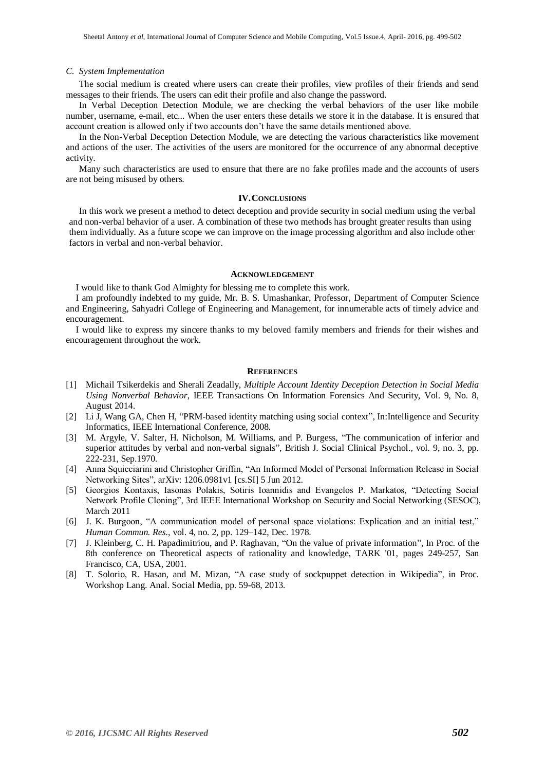### C. System Implementation

The social medium is created where users can create their profiles, view profiles of their friends and send messages to their friends. The users can edit their profile and also change the password.

In Verbal Deception Detection Module, we are checking the verbal behaviors of the user like mobile number, username, e-mail, etc... When the user enters these details we store it in the database. It is ensured that account creation is allowed only if two accounts don't have the same details mentioned above.

In the Non-Verbal Deception Detection Module, we are detecting the various characteristics like movement and actions of the user. The activities of the users are monitored for the occurrence of any abnormal deceptive activity.

Many such characteristics are used to ensure that there are no fake profiles made and the accounts of users are not being misused by others.

## IV. Conclusions

In this work we present a method to detect deception and provide security in social medium using the verbal and non-verbal behavior of a user. A combination of these two methods has brought greater results than using them individually. As a future scope we can improve on the image processing algorithm and also include other factors in verbal and non-verbal behavior.

## Acknowledgement

I would like to thank God Almighty for blessing me to complete this work.

I am profoundly indebted to my guide, Mr. B. S. Umashankar, Professor, Department of Computer Science and Engineering, Sahyadri College of Engineering and Management, for innumerable acts of timely advice and encouragement.

I would like to express my sincere thanks to my beloved family members and friends for their wishes and encouragement throughout the work.

## References

[1] Michail Tsikerdekis and Sherali Zeadally, *Multiple Account Identity Deception Detection in Social Media Using Nonverbal Behavior*, IEEE Transactions On Information Forensics And Security, Vol. 9, No. 8, August 2014.

[2] Li J, Wang GA, Chen H, "PRM-based identity matching using social context", In:Intelligence and Security Informatics, IEEE International Conference, 2008.

[3] M. Argyle, V. Salter, H. Nicholson, M. Williams, and P. Burgess, "The communication of inferior and superior attitudes by verbal and non-verbal signals", British J. Social Clinical Psychol., vol. 9, no. 3, pp. 222-231, Sep.1970.

[4] Anna Squicciarini and Christopher Griffin, "An Informed Model of Personal Information Release in Social Networking Sites", arXiv: 1206.0981v1 [cs.SI] 5 Jun 2012.

[5] Georgios Kontaxis, Iasonas Polakis, Sotiris Ioannidis and Evangelos P. Markatos, "Detecting Social Network Profile Cloning", 3rd IEEE International Workshop on Security and Social Networking (SESOC), March 2011

[6] J. K. Burgoon, "A communication model of personal space violations: Explication and an initial test," *Human Commun. Res.*, vol. 4, no. 2, pp. 129–142, Dec. 1978.

[7] J. Kleinberg, C. H. Papadimitriou, and P. Raghavan, "On the value of private information", In Proc. of the 8th conference on Theoretical aspects of rationality and knowledge, TARK '01, pages 249-257, San Francisco, CA, USA, 2001.

[8] T. Solorio, R. Hasan, and M. Mizan, "A case study of sockpuppet detection in Wikipedia", in Proc. Workshop Lang. Anal. Social Media, pp. 59-68, 2013.